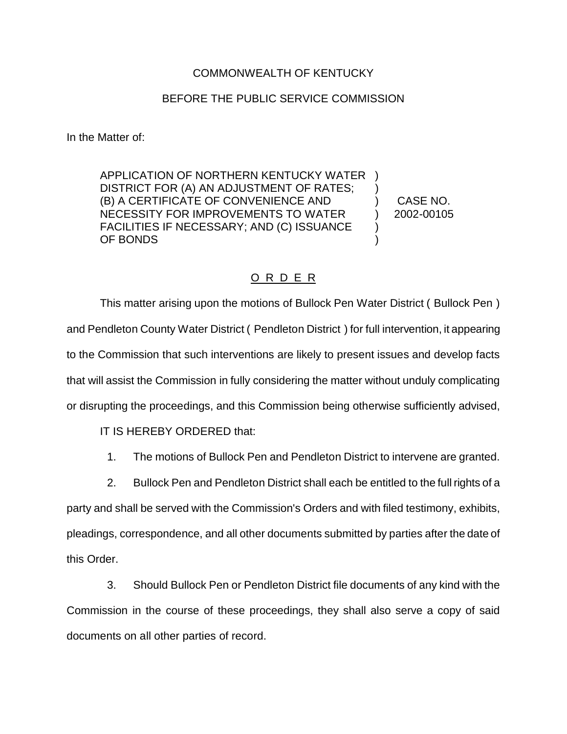COMMONWEALTH OF KENTUCKY

BEFORE THE PUBLIC SERVICE COMMISSION

In the Matter of:

APPLICATION OF NORTHERN KENTUCKY WATER DISTRICT FOR (A) AN ADJUSTMENT OF RATES; (B) A CERTIFICATE OF CONVENIENCE AND NECESSITY FOR IMPROVEMENTS TO WATER FACILITIES IF NECESSARY; AND (C) ISSUANCE OF BONDS ) CASE NO. 2002-00105

O R D E R

This matter arising upon the motions of Bullock Pen Water District ( Bullock Pen ) and Pendleton County Water District ( Pendleton District ) for full intervention, it appearing to the Commission that such interventions are likely to present issues and develop facts that will assist the Commission in fully considering the matter without unduly complicating or disrupting the proceedings, and this Commission being otherwise sufficiently advised,

IT IS HEREBY ORDERED that:

1. The motions of Bullock Pen and Pendleton District to intervene are granted.

2. Bullock Pen and Pendleton District shall each be entitled to the full rights of a party and shall be served with the Commission's Orders and with filed testimony, exhibits, pleadings, correspondence, and all other documents submitted by parties after the date of this Order.

3. Should Bullock Pen or Pendleton District file documents of any kind with the Commission in the course of these proceedings, they shall also serve a copy of said documents on all other parties of record.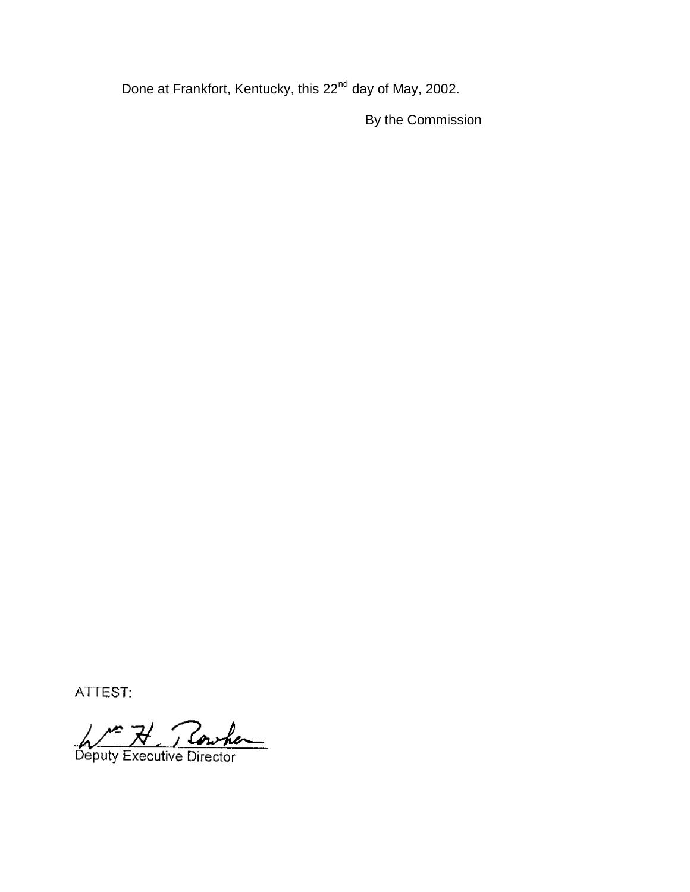Done at Frankfort, Kentucky, this 22nd day of May, 2002.

By the Commission

ATTEST:

Deputy Executive Director